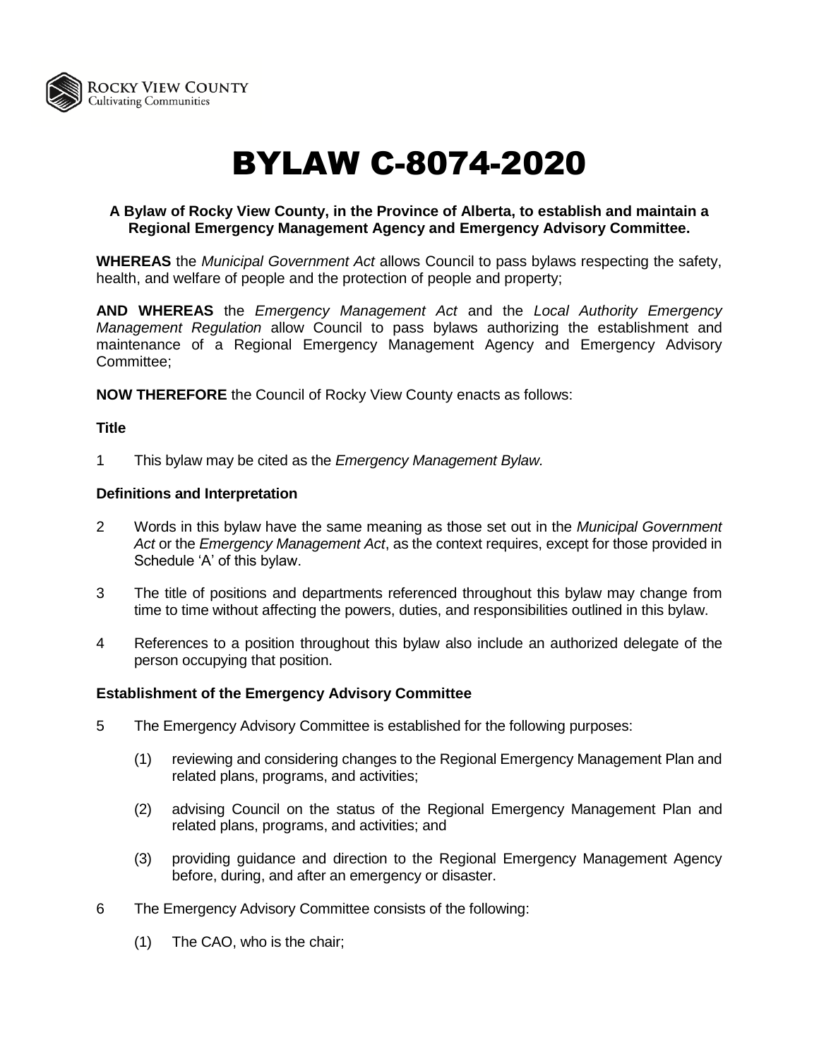ROCKY VIEW COUNTY
Cultivating Communities

# BYLAW C-8074-2020

**A Bylaw of Rocky View County, in the Province of Alberta, to establish and maintain a Regional Emergency Management Agency and Emergency Advisory Committee.**

**WHEREAS** the *Municipal Government Act* allows Council to pass bylaws respecting the safety, health, and welfare of people and the protection of people and property;

**AND WHEREAS** the *Emergency Management Act* and the *Local Authority Emergency Management Regulation* allow Council to pass bylaws authorizing the establishment and maintenance of a Regional Emergency Management Agency and Emergency Advisory Committee;

**NOW THEREFORE** the Council of Rocky View County enacts as follows:

**Title**

1 This bylaw may be cited as the *Emergency Management Bylaw.*

**Definitions and Interpretation**

2 Words in this bylaw have the same meaning as those set out in the *Municipal Government Act* or the *Emergency Management Act*, as the context requires, except for those provided in Schedule 'A' of this bylaw.

3 The title of positions and departments referenced throughout this bylaw may change from time to time without affecting the powers, duties, and responsibilities outlined in this bylaw.

4 References to a position throughout this bylaw also include an authorized delegate of the person occupying that position.

**Establishment of the Emergency Advisory Committee**

5 The Emergency Advisory Committee is established for the following purposes:

(1) reviewing and considering changes to the Regional Emergency Management Plan and related plans, programs, and activities;

(2) advising Council on the status of the Regional Emergency Management Plan and related plans, programs, and activities; and

(3) providing guidance and direction to the Regional Emergency Management Agency before, during, and after an emergency or disaster.

6 The Emergency Advisory Committee consists of the following:

(1) The CAO, who is the chair;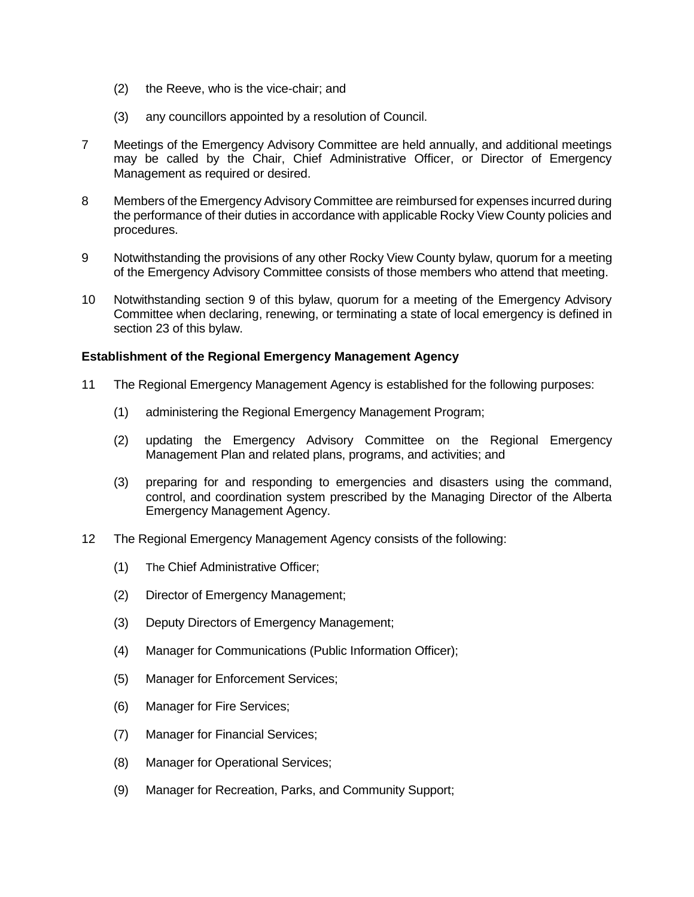(2) the Reeve, who is the vice-chair; and

(3) any councillors appointed by a resolution of Council.

7 Meetings of the Emergency Advisory Committee are held annually, and additional meetings may be called by the Chair, Chief Administrative Officer, or Director of Emergency Management as required or desired.

8 Members of the Emergency Advisory Committee are reimbursed for expenses incurred during the performance of their duties in accordance with applicable Rocky View County policies and procedures.

9 Notwithstanding the provisions of any other Rocky View County bylaw, quorum for a meeting of the Emergency Advisory Committee consists of those members who attend that meeting.

10 Notwithstanding section 9 of this bylaw, quorum for a meeting of the Emergency Advisory Committee when declaring, renewing, or terminating a state of local emergency is defined in section 23 of this bylaw.

**Establishment of the Regional Emergency Management Agency**

11 The Regional Emergency Management Agency is established for the following purposes:

(1) administering the Regional Emergency Management Program;

(2) updating the Emergency Advisory Committee on the Regional Emergency Management Plan and related plans, programs, and activities; and

(3) preparing for and responding to emergencies and disasters using the command, control, and coordination system prescribed by the Managing Director of the Alberta Emergency Management Agency.

12 The Regional Emergency Management Agency consists of the following:

(1) The Chief Administrative Officer;

(2) Director of Emergency Management;

(3) Deputy Directors of Emergency Management;

(4) Manager for Communications (Public Information Officer);

(5) Manager for Enforcement Services;

(6) Manager for Fire Services;

(7) Manager for Financial Services;

(8) Manager for Operational Services;

(9) Manager for Recreation, Parks, and Community Support;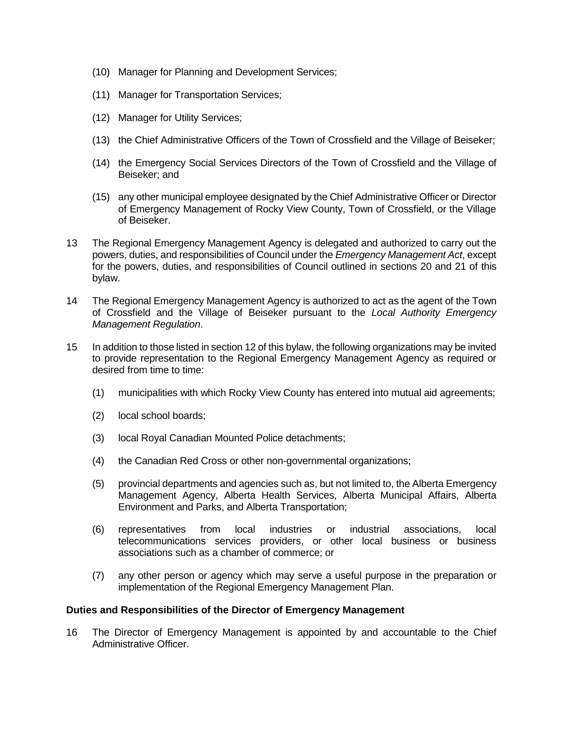(10) Manager for Planning and Development Services;

(11) Manager for Transportation Services;

(12) Manager for Utility Services;

(13) the Chief Administrative Officers of the Town of Crossfield and the Village of Beiseker;

(14) the Emergency Social Services Directors of the Town of Crossfield and the Village of Beiseker; and

(15) any other municipal employee designated by the Chief Administrative Officer or Director of Emergency Management of Rocky View County, Town of Crossfield, or the Village of Beiseker.

13 The Regional Emergency Management Agency is delegated and authorized to carry out the powers, duties, and responsibilities of Council under the *Emergency Management Act*, except for the powers, duties, and responsibilities of Council outlined in sections 20 and 21 of this bylaw.

14 The Regional Emergency Management Agency is authorized to act as the agent of the Town of Crossfield and the Village of Beiseker pursuant to the *Local Authority Emergency Management Regulation*.

15 In addition to those listed in section 12 of this bylaw, the following organizations may be invited to provide representation to the Regional Emergency Management Agency as required or desired from time to time:

(1) municipalities with which Rocky View County has entered into mutual aid agreements;

(2) local school boards;

(3) local Royal Canadian Mounted Police detachments;

(4) the Canadian Red Cross or other non-governmental organizations;

(5) provincial departments and agencies such as, but not limited to, the Alberta Emergency Management Agency, Alberta Health Services, Alberta Municipal Affairs, Alberta Environment and Parks, and Alberta Transportation;

(6) representatives from local industries or industrial associations, local telecommunications services providers, or other local business or business associations such as a chamber of commerce; or

(7) any other person or agency which may serve a useful purpose in the preparation or implementation of the Regional Emergency Management Plan.

**Duties and Responsibilities of the Director of Emergency Management**

16 The Director of Emergency Management is appointed by and accountable to the Chief Administrative Officer.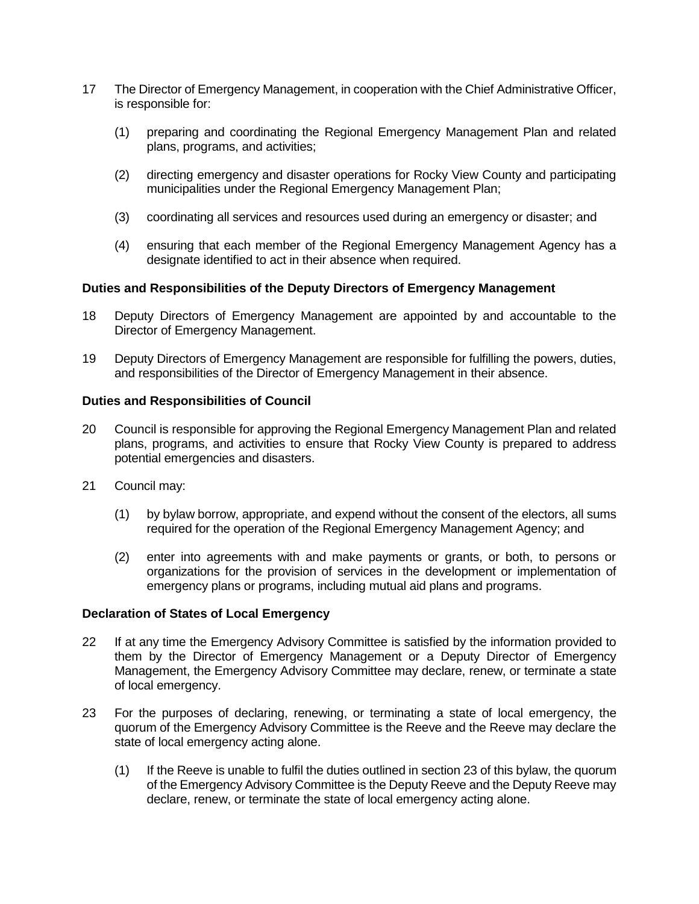17 The Director of Emergency Management, in cooperation with the Chief Administrative Officer, is responsible for:

   (1) preparing and coordinating the Regional Emergency Management Plan and related plans, programs, and activities;

   (2) directing emergency and disaster operations for Rocky View County and participating municipalities under the Regional Emergency Management Plan;

   (3) coordinating all services and resources used during an emergency or disaster; and

   (4) ensuring that each member of the Regional Emergency Management Agency has a designate identified to act in their absence when required.

**Duties and Responsibilities of the Deputy Directors of Emergency Management**

18 Deputy Directors of Emergency Management are appointed by and accountable to the Director of Emergency Management.

19 Deputy Directors of Emergency Management are responsible for fulfilling the powers, duties, and responsibilities of the Director of Emergency Management in their absence.

**Duties and Responsibilities of Council**

20 Council is responsible for approving the Regional Emergency Management Plan and related plans, programs, and activities to ensure that Rocky View County is prepared to address potential emergencies and disasters.

21 Council may:

   (1) by bylaw borrow, appropriate, and expend without the consent of the electors, all sums required for the operation of the Regional Emergency Management Agency; and

   (2) enter into agreements with and make payments or grants, or both, to persons or organizations for the provision of services in the development or implementation of emergency plans or programs, including mutual aid plans and programs.

**Declaration of States of Local Emergency**

22 If at any time the Emergency Advisory Committee is satisfied by the information provided to them by the Director of Emergency Management or a Deputy Director of Emergency Management, the Emergency Advisory Committee may declare, renew, or terminate a state of local emergency.

23 For the purposes of declaring, renewing, or terminating a state of local emergency, the quorum of the Emergency Advisory Committee is the Reeve and the Reeve may declare the state of local emergency acting alone.

   (1) If the Reeve is unable to fulfil the duties outlined in section 23 of this bylaw, the quorum of the Emergency Advisory Committee is the Deputy Reeve and the Deputy Reeve may declare, renew, or terminate the state of local emergency acting alone.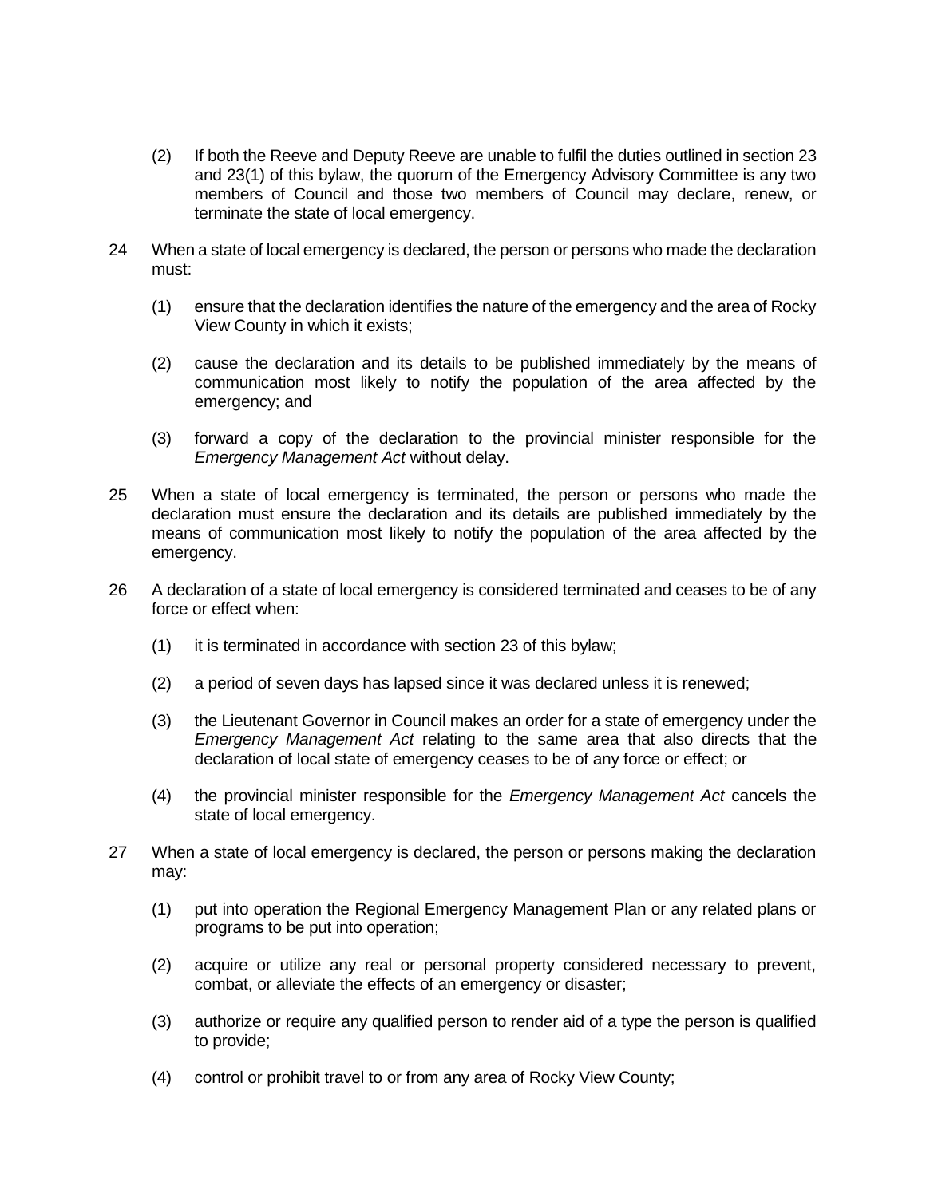(2) If both the Reeve and Deputy Reeve are unable to fulfil the duties outlined in section 23 and 23(1) of this bylaw, the quorum of the Emergency Advisory Committee is any two members of Council and those two members of Council may declare, renew, or terminate the state of local emergency.

24 When a state of local emergency is declared, the person or persons who made the declaration must:

(1) ensure that the declaration identifies the nature of the emergency and the area of Rocky View County in which it exists;

(2) cause the declaration and its details to be published immediately by the means of communication most likely to notify the population of the area affected by the emergency; and

(3) forward a copy of the declaration to the provincial minister responsible for the *Emergency Management Act* without delay.

25 When a state of local emergency is terminated, the person or persons who made the declaration must ensure the declaration and its details are published immediately by the means of communication most likely to notify the population of the area affected by the emergency.

26 A declaration of a state of local emergency is considered terminated and ceases to be of any force or effect when:

(1) it is terminated in accordance with section 23 of this bylaw;

(2) a period of seven days has lapsed since it was declared unless it is renewed;

(3) the Lieutenant Governor in Council makes an order for a state of emergency under the *Emergency Management Act* relating to the same area that also directs that the declaration of local state of emergency ceases to be of any force or effect; or

(4) the provincial minister responsible for the *Emergency Management Act* cancels the state of local emergency.

27 When a state of local emergency is declared, the person or persons making the declaration may:

(1) put into operation the Regional Emergency Management Plan or any related plans or programs to be put into operation;

(2) acquire or utilize any real or personal property considered necessary to prevent, combat, or alleviate the effects of an emergency or disaster;

(3) authorize or require any qualified person to render aid of a type the person is qualified to provide;

(4) control or prohibit travel to or from any area of Rocky View County;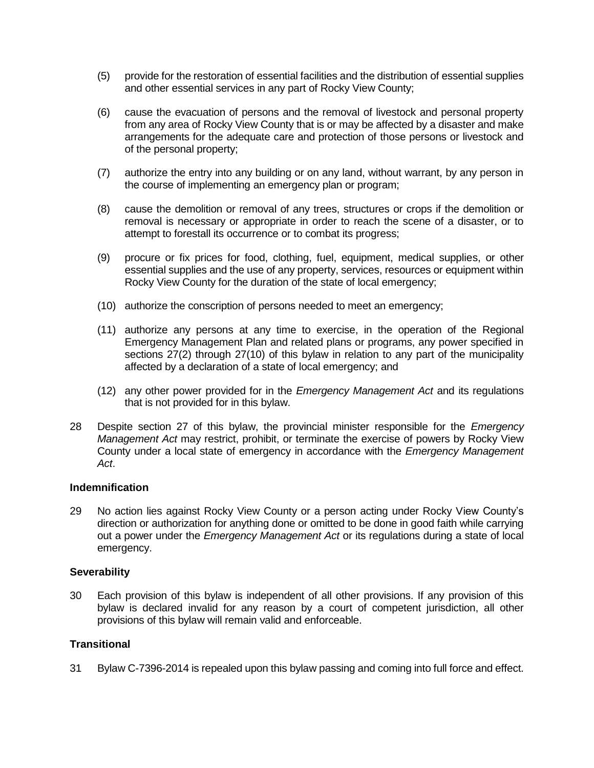(5) provide for the restoration of essential facilities and the distribution of essential supplies and other essential services in any part of Rocky View County;

(6) cause the evacuation of persons and the removal of livestock and personal property from any area of Rocky View County that is or may be affected by a disaster and make arrangements for the adequate care and protection of those persons or livestock and of the personal property;

(7) authorize the entry into any building or on any land, without warrant, by any person in the course of implementing an emergency plan or program;

(8) cause the demolition or removal of any trees, structures or crops if the demolition or removal is necessary or appropriate in order to reach the scene of a disaster, or to attempt to forestall its occurrence or to combat its progress;

(9) procure or fix prices for food, clothing, fuel, equipment, medical supplies, or other essential supplies and the use of any property, services, resources or equipment within Rocky View County for the duration of the state of local emergency;

(10) authorize the conscription of persons needed to meet an emergency;

(11) authorize any persons at any time to exercise, in the operation of the Regional Emergency Management Plan and related plans or programs, any power specified in sections 27(2) through 27(10) of this bylaw in relation to any part of the municipality affected by a declaration of a state of local emergency; and

(12) any other power provided for in the *Emergency Management Act* and its regulations that is not provided for in this bylaw.

28 Despite section 27 of this bylaw, the provincial minister responsible for the *Emergency Management Act* may restrict, prohibit, or terminate the exercise of powers by Rocky View County under a local state of emergency in accordance with the *Emergency Management Act*.

**Indemnification**

29 No action lies against Rocky View County or a person acting under Rocky View County's direction or authorization for anything done or omitted to be done in good faith while carrying out a power under the *Emergency Management Act* or its regulations during a state of local emergency.

**Severability**

30 Each provision of this bylaw is independent of all other provisions. If any provision of this bylaw is declared invalid for any reason by a court of competent jurisdiction, all other provisions of this bylaw will remain valid and enforceable.

**Transitional**

31 Bylaw C-7396-2014 is repealed upon this bylaw passing and coming into full force and effect.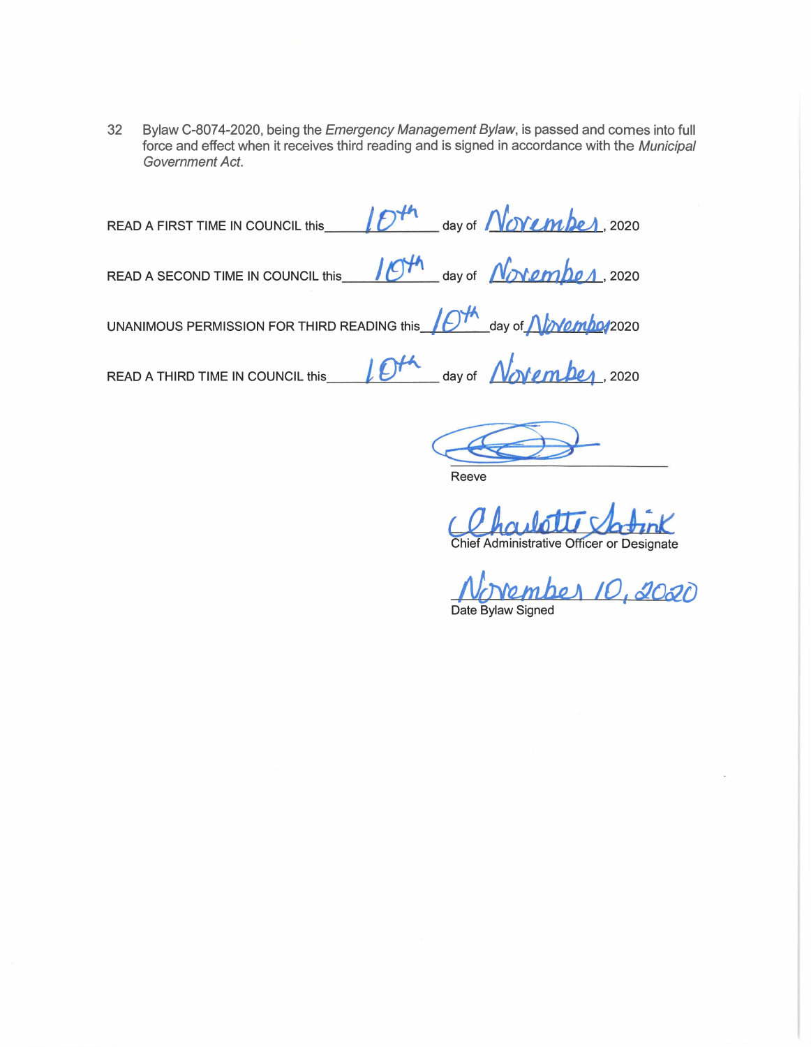32 Bylaw C-8074-2020, being the *Emergency Management Bylaw*, is passed and comes into full force and effect when it receives third reading and is signed in accordance with the *Municipal Government Act*.

READ A FIRST TIME IN COUNCIL this 10th day of November, 2020

READ A SECOND TIME IN COUNCIL this 10th day of November, 2020

UNANIMOUS PERMISSION FOR THIRD READING this 10th day of November 2020

READ A THIRD TIME IN COUNCIL this 10th day of November, 2020

Reeve

Charlotte Satink
Chief Administrative Officer or Designate

November 10, 2020
Date Bylaw Signed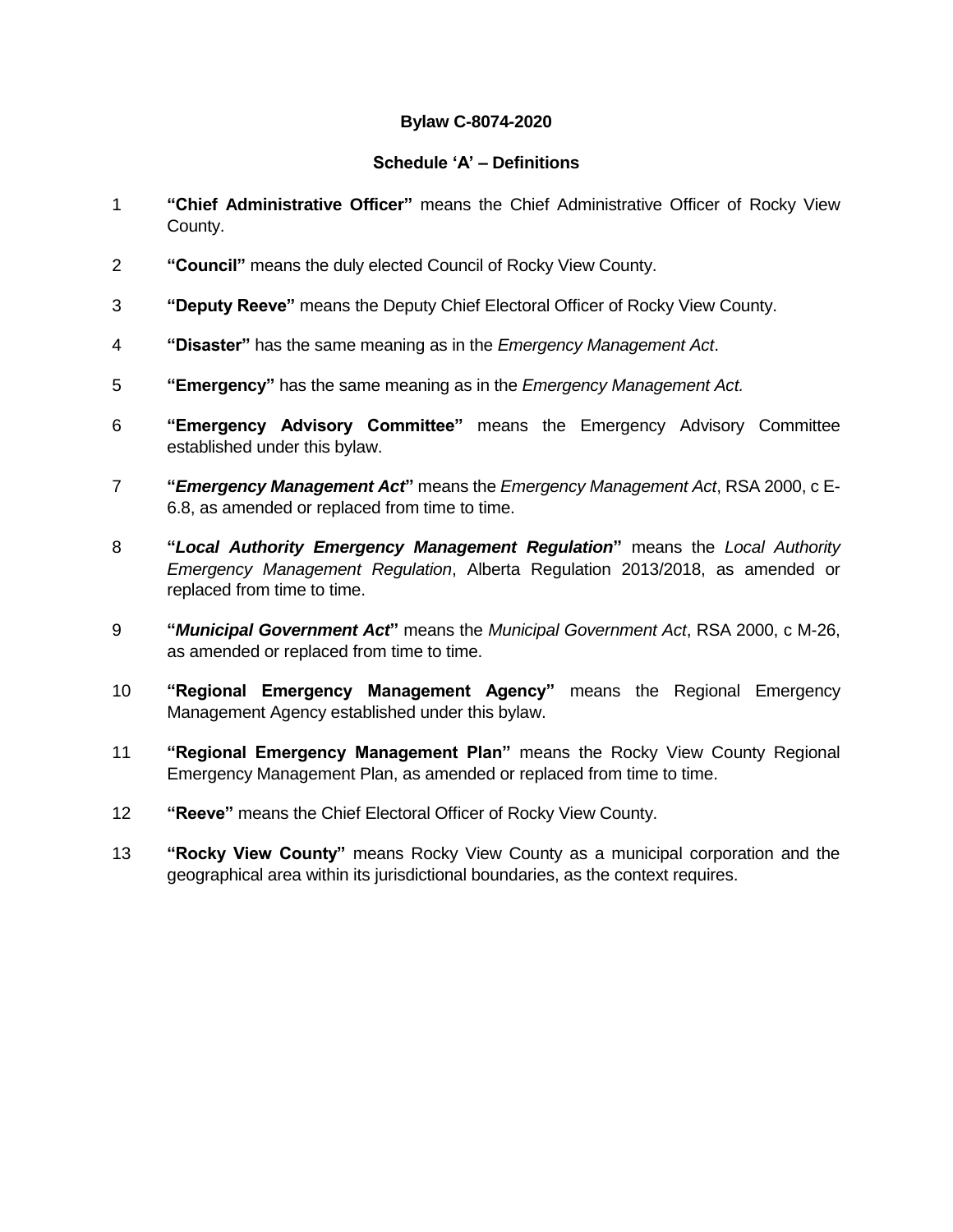**Bylaw C-8074-2020**

**Schedule 'A' – Definitions**

1 **"Chief Administrative Officer"** means the Chief Administrative Officer of Rocky View County.

2 **"Council"** means the duly elected Council of Rocky View County.

3 **"Deputy Reeve"** means the Deputy Chief Electoral Officer of Rocky View County.

4 **"Disaster"** has the same meaning as in the *Emergency Management Act*.

5 **"Emergency"** has the same meaning as in the *Emergency Management Act.*

6 **"Emergency Advisory Committee"** means the Emergency Advisory Committee established under this bylaw.

7 **"*Emergency Management Act*"** means the *Emergency Management Act*, RSA 2000, c E-6.8, as amended or replaced from time to time.

8 **"*Local Authority Emergency Management Regulation*"** means the *Local Authority Emergency Management Regulation*, Alberta Regulation 2013/2018, as amended or replaced from time to time.

9 **"*Municipal Government Act*"** means the *Municipal Government Act*, RSA 2000, c M-26, as amended or replaced from time to time.

10 **"Regional Emergency Management Agency"** means the Regional Emergency Management Agency established under this bylaw.

11 **"Regional Emergency Management Plan"** means the Rocky View County Regional Emergency Management Plan, as amended or replaced from time to time.

12 **"Reeve"** means the Chief Electoral Officer of Rocky View County.

13 **"Rocky View County"** means Rocky View County as a municipal corporation and the geographical area within its jurisdictional boundaries, as the context requires.